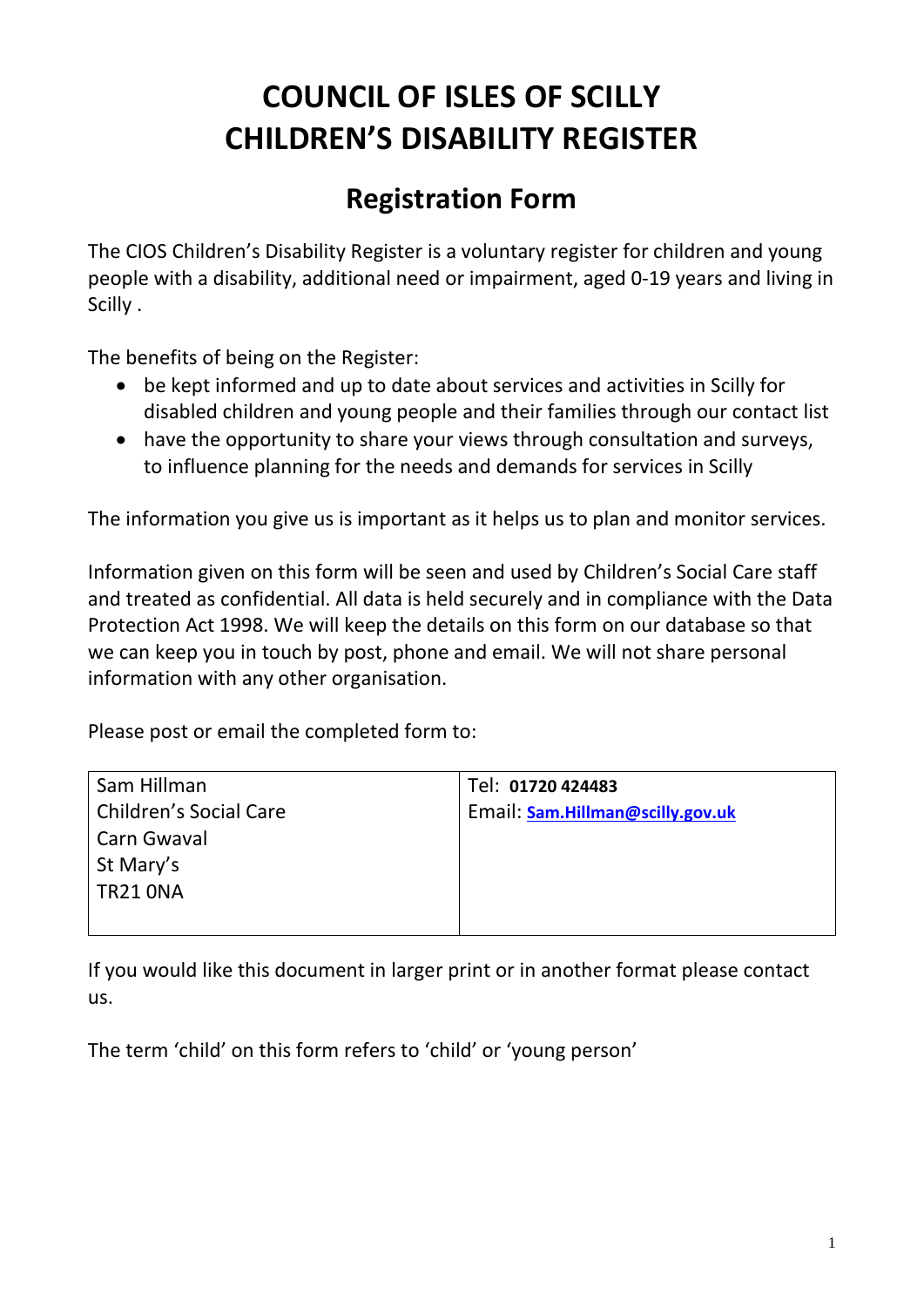# COUNCIL OF ISLES OF SCILLY
# CHILDREN'S DISABILITY REGISTER

## Registration Form

The CIOS Children's Disability Register is a voluntary register for children and young people with a disability, additional need or impairment, aged 0-19 years and living in Scilly .

The benefits of being on the Register:

- be kept informed and up to date about services and activities in Scilly for disabled children and young people and their families through our contact list
- have the opportunity to share your views through consultation and surveys, to influence planning for the needs and demands for services in Scilly

The information you give us is important as it helps us to plan and monitor services.

Information given on this form will be seen and used by Children's Social Care staff and treated as confidential. All data is held securely and in compliance with the Data Protection Act 1998. We will keep the details on this form on our database so that we can keep you in touch by post, phone and email. We will not share personal information with any other organisation.

Please post or email the completed form to:

| | |
|---|---|
| Sam Hillman<br>Children's Social Care<br>Carn Gwaval<br>St Mary's<br>TR21 0NA | Tel: **01720 424483**<br>Email: **Sam.Hillman@scilly.gov.uk** |

If you would like this document in larger print or in another format please contact us.

The term 'child' on this form refers to 'child' or 'young person'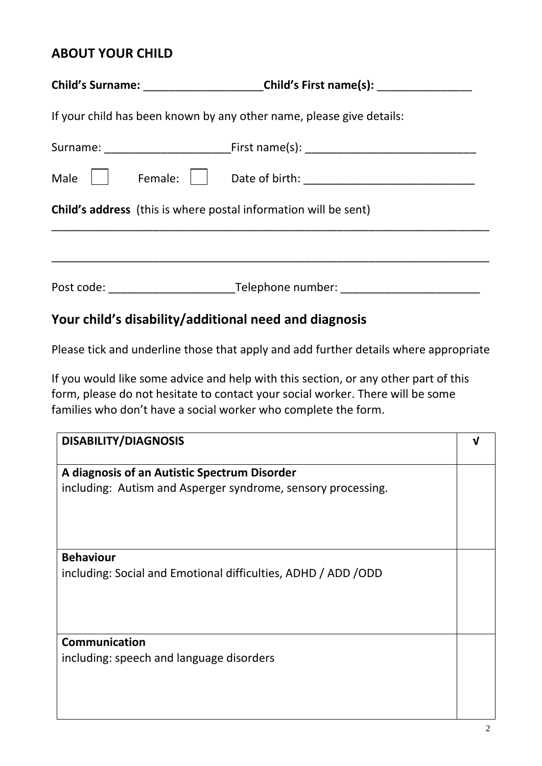## ABOUT YOUR CHILD

**Child's Surname:** ___________________ **Child's First name(s):** _______________

If your child has been known by any other name, please give details:

Surname: ____________________ First name(s): ___________________________

Male ☐ Female: ☐ Date of birth: ___________________________

**Child's address** (this is where postal information will be sent)

_______________________________________________________________________

_______________________________________________________________________

Post code: ____________________ Telephone number: ______________________

## Your child's disability/additional need and diagnosis

Please tick and underline those that apply and add further details where appropriate

If you would like some advice and help with this section, or any other part of this form, please do not hesitate to contact your social worker. There will be some families who don't have a social worker who complete the form.

| **DISABILITY/DIAGNOSIS** | **√** |
|---|---|
| **A diagnosis of an Autistic Spectrum Disorder**<br>including: Autism and Asperger syndrome, sensory processing. | |
| **Behaviour**<br>including: Social and Emotional difficulties, ADHD / ADD /ODD | |
| **Communication**<br>including: speech and language disorders | |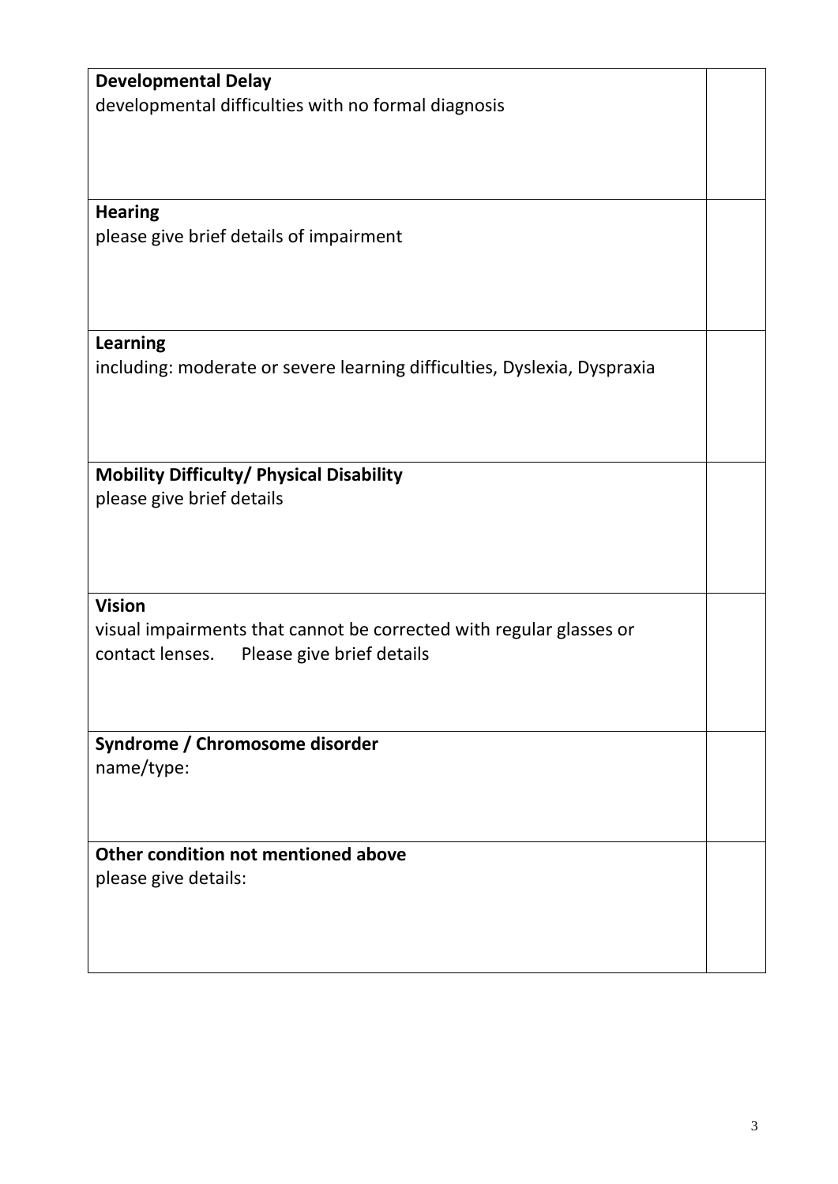| | |
|---|---|
| **Developmental Delay**<br>developmental difficulties with no formal diagnosis | |
| **Hearing**<br>please give brief details of impairment | |
| **Learning**<br>including: moderate or severe learning difficulties, Dyslexia, Dyspraxia | |
| **Mobility Difficulty/ Physical Disability**<br>please give brief details | |
| **Vision**<br>visual impairments that cannot be corrected with regular glasses or contact lenses. Please give brief details | |
| **Syndrome / Chromosome disorder**<br>name/type: | |
| **Other condition not mentioned above**<br>please give details: | |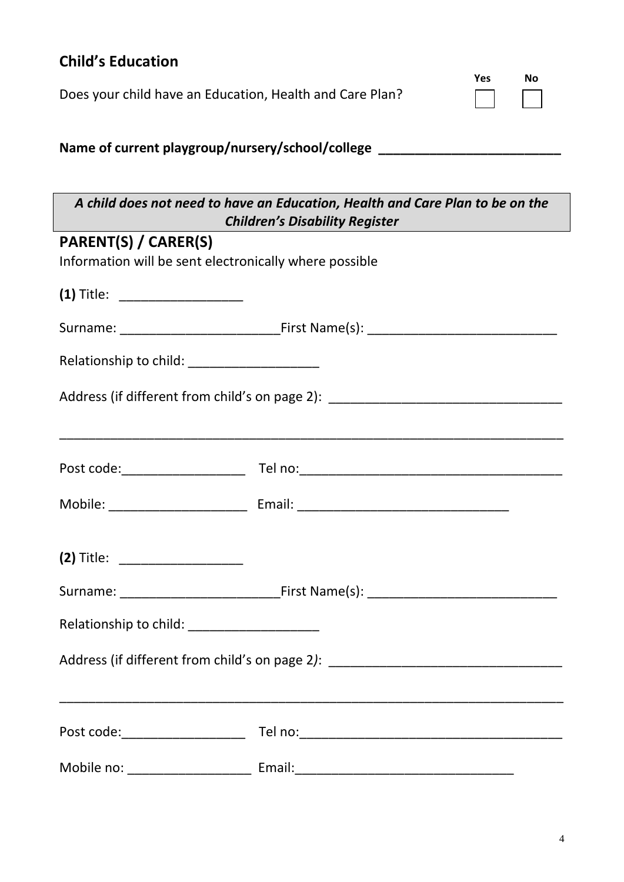## Child's Education

Does your child have an Education, Health and Care Plan? Yes ☐ No ☐

**Name of current playgroup/nursery/school/college \_\_\_\_\_\_\_\_\_\_\_\_\_\_\_\_\_\_\_\_\_\_\_\_\_**

> ***A child does not need to have an Education, Health and Care Plan to be on the Children's Disability Register***

## PARENT(S) / CARER(S)

Information will be sent electronically where possible

**(1)** Title: \_\_\_\_\_\_\_\_\_\_\_\_\_\_\_\_\_

Surname: \_\_\_\_\_\_\_\_\_\_\_\_\_\_\_\_\_\_\_\_\_\_ First Name(s): \_\_\_\_\_\_\_\_\_\_\_\_\_\_\_\_\_\_\_\_\_\_\_\_\_\_

Relationship to child: \_\_\_\_\_\_\_\_\_\_\_\_\_\_\_\_\_\_

Address (if different from child's on page 2): \_\_\_\_\_\_\_\_\_\_\_\_\_\_\_\_\_\_\_\_\_\_\_\_\_\_\_\_\_\_\_\_

\_\_\_\_\_\_\_\_\_\_\_\_\_\_\_\_\_\_\_\_\_\_\_\_\_\_\_\_\_\_\_\_\_\_\_\_\_\_\_\_\_\_\_\_\_\_\_\_\_\_\_\_\_\_\_\_\_\_\_\_\_\_\_\_\_\_\_\_\_\_

Post code: \_\_\_\_\_\_\_\_\_\_\_\_\_\_\_\_\_ Tel no: \_\_\_\_\_\_\_\_\_\_\_\_\_\_\_\_\_\_\_\_\_\_\_\_\_\_\_\_\_\_\_\_\_\_\_\_\_

Mobile: \_\_\_\_\_\_\_\_\_\_\_\_\_\_\_\_\_\_\_\_ Email: \_\_\_\_\_\_\_\_\_\_\_\_\_\_\_\_\_\_\_\_\_\_\_\_\_\_\_\_\_\_

**(2)** Title: \_\_\_\_\_\_\_\_\_\_\_\_\_\_\_\_\_

Surname: \_\_\_\_\_\_\_\_\_\_\_\_\_\_\_\_\_\_\_\_\_\_ First Name(s): \_\_\_\_\_\_\_\_\_\_\_\_\_\_\_\_\_\_\_\_\_\_\_\_\_\_

Relationship to child: \_\_\_\_\_\_\_\_\_\_\_\_\_\_\_\_\_\_

Address (if different from child's on page 2): \_\_\_\_\_\_\_\_\_\_\_\_\_\_\_\_\_\_\_\_\_\_\_\_\_\_\_\_\_\_\_\_

\_\_\_\_\_\_\_\_\_\_\_\_\_\_\_\_\_\_\_\_\_\_\_\_\_\_\_\_\_\_\_\_\_\_\_\_\_\_\_\_\_\_\_\_\_\_\_\_\_\_\_\_\_\_\_\_\_\_\_\_\_\_\_\_\_\_\_\_\_\_

Post code: \_\_\_\_\_\_\_\_\_\_\_\_\_\_\_\_\_ Tel no: \_\_\_\_\_\_\_\_\_\_\_\_\_\_\_\_\_\_\_\_\_\_\_\_\_\_\_\_\_\_\_\_\_\_\_\_\_

Mobile no: \_\_\_\_\_\_\_\_\_\_\_\_\_\_\_\_\_ Email: \_\_\_\_\_\_\_\_\_\_\_\_\_\_\_\_\_\_\_\_\_\_\_\_\_\_\_\_\_\_\_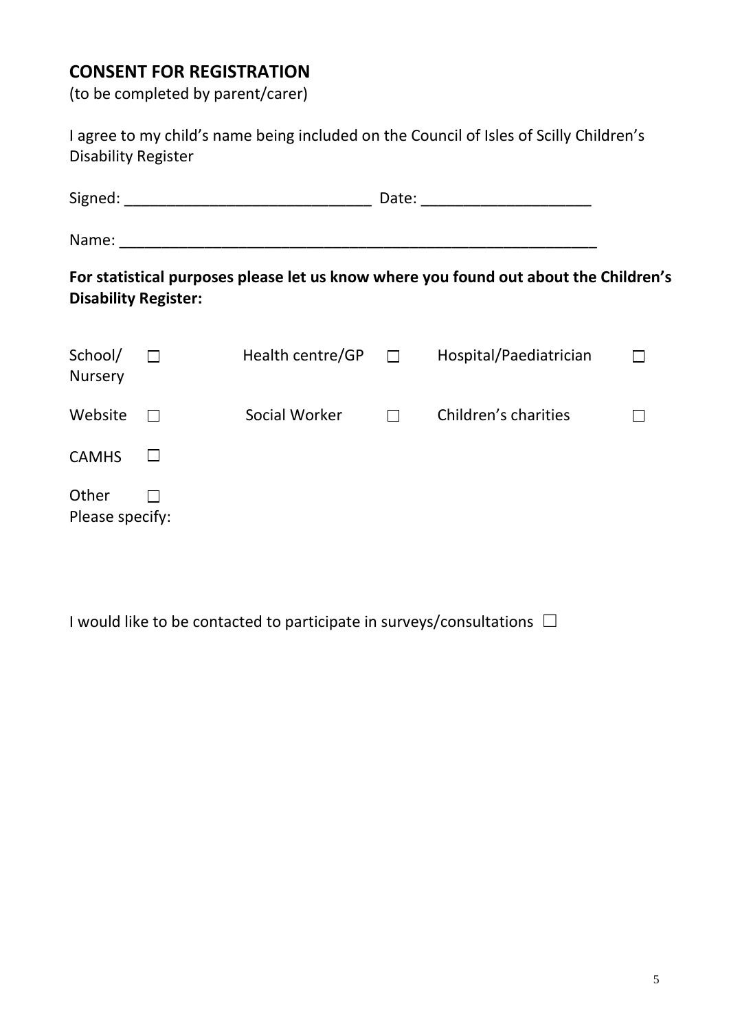## CONSENT FOR REGISTRATION

(to be completed by parent/carer)

I agree to my child's name being included on the Council of Isles of Scilly Children's Disability Register

Signed: ____________________________ Date: ___________________

Name: ________________________________________________________

**For statistical purposes please let us know where you found out about the Children's Disability Register:**

| | | | | | |
|---|---|---|---|---|---|
| School/ Nursery | ☐ | Health centre/GP | ☐ | Hospital/Paediatrician | ☐ |
| Website | ☐ | Social Worker | ☐ | Children's charities | ☐ |
| CAMHS | ☐ | | | | |
| Other Please specify: | ☐ | | | | |

I would like to be contacted to participate in surveys/consultations ☐